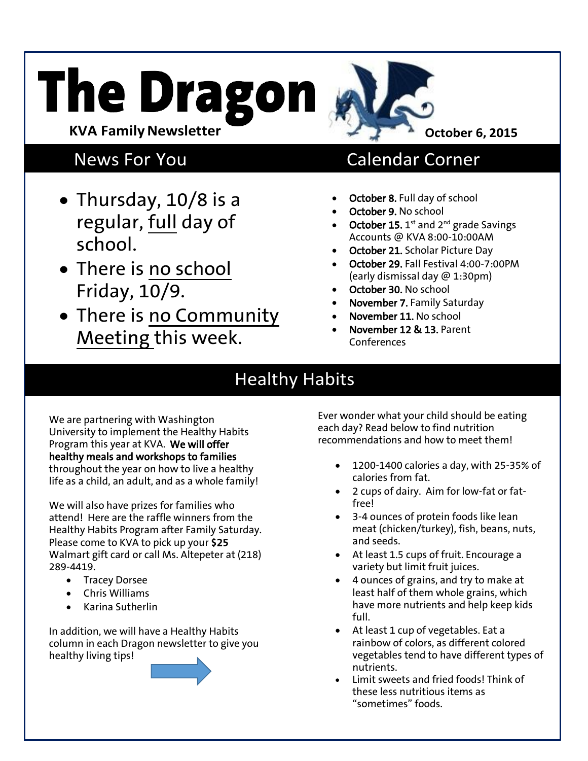# The Dragon

**KVA Family Newsletter**

**October 6, 2015**

## News For You

- Thursday, 10/8 is a regular, full day of school.
- There is no school Friday, 10/9.
- There is no Community Meeting this week.

## Calendar Corner

- **October 8.** Full day of school
- **October 9.** No school
- **October 15.** 1st and 2nd grade Savings Accounts @ KVA 8:00-10:00AM
- **October 21.** Scholar Picture Day
- **October 29.** Fall Festival 4:00-7:00PM (early dismissal day @ 1:30pm)
- **October 30.** No school
- **November 7.** Family Saturday
- **November 11.** No school
- **November 12 & 13.** Parent Conferences

## Healthy Habits

We are partnering with Washington University to implement the Healthy Habits Program this year at KVA. **We will offer healthy meals and workshops to families** throughout the year on how to live a healthy life as a child, an adult, and as a whole family!

We will also have prizes for families who attend! Here are the raffle winners from the Healthy Habits Program after Family Saturday. Please come to KVA to pick up your **$25** Walmart gift card or call Ms. Altepeter at (218) 289-4419.

- Tracey Dorsee
- Chris Williams
- Karina Sutherlin

In addition, we will have a Healthy Habits column in each Dragon newsletter to give you healthy living tips!

Ever wonder what your child should be eating each day? Read below to find nutrition recommendations and how to meet them!

- 1200-1400 calories a day, with 25-35% of calories from fat.
- 2 cups of dairy. Aim for low-fat or fat-free!
- 3-4 ounces of protein foods like lean meat (chicken/turkey), fish, beans, nuts, and seeds.
- At least 1.5 cups of fruit. Encourage a variety but limit fruit juices.
- 4 ounces of grains, and try to make at least half of them whole grains, which have more nutrients and help keep kids full.
- At least 1 cup of vegetables. Eat a rainbow of colors, as different colored vegetables tend to have different types of nutrients.
- Limit sweets and fried foods! Think of these less nutritious items as "sometimes" foods.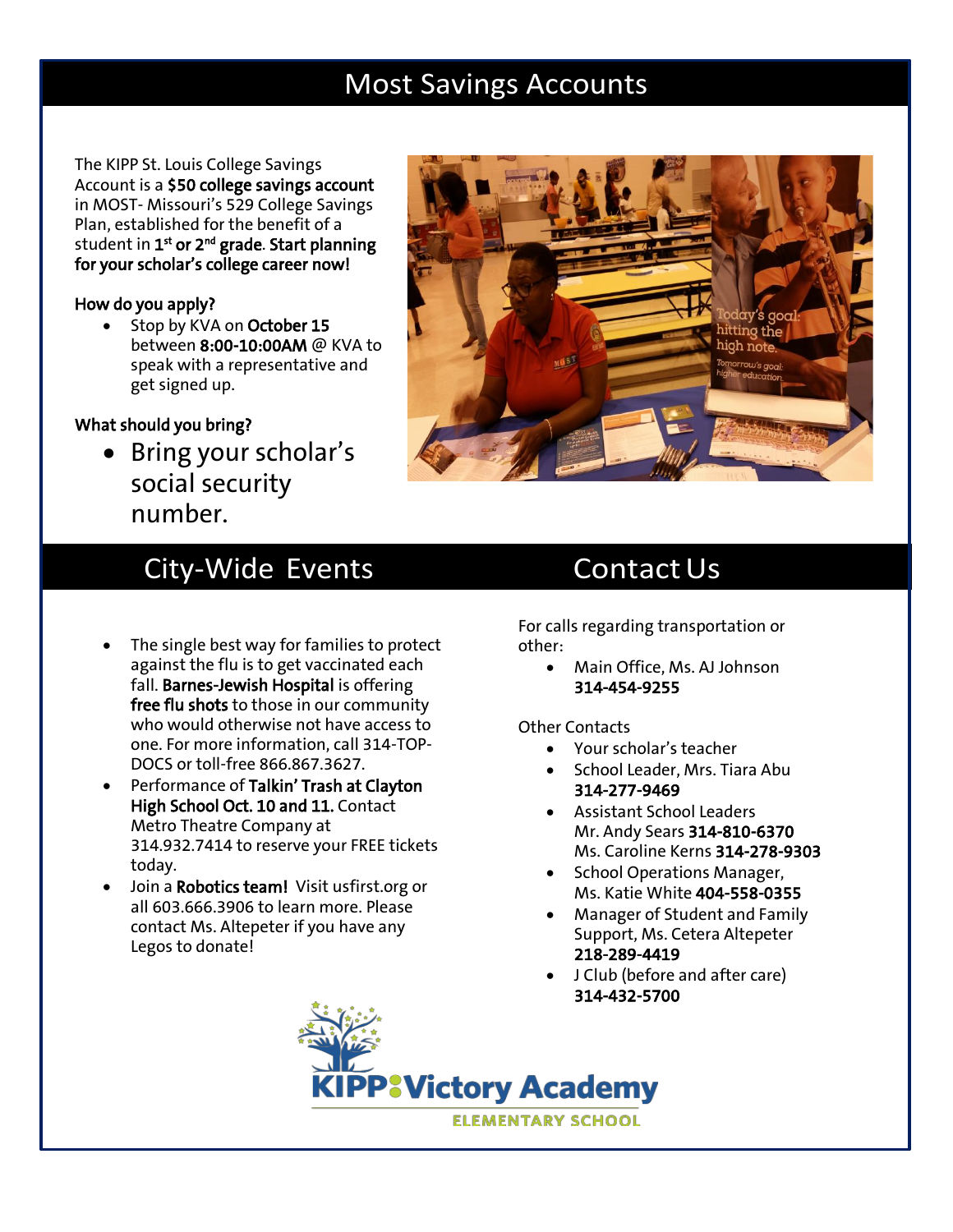# Most Savings Accounts

The KIPP St. Louis College Savings Account is a **$50 college savings account** in MOST- Missouri's 529 College Savings Plan, established for the benefit of a student in **1st or 2nd grade**. **Start planning for your scholar's college career now!**

**How do you apply?**

- Stop by KVA on **October 15** between **8:00-10:00AM** @ KVA to speak with a representative and get signed up.

**What should you bring?**

- Bring your scholar's social security number.

# City-Wide Events

- The single best way for families to protect against the flu is to get vaccinated each fall. **Barnes-Jewish Hospital** is offering **free flu shots** to those in our community who would otherwise not have access to one. For more information, call 314-TOP-DOCS or toll-free 866.867.3627.
- Performance of **Talkin' Trash at Clayton High School Oct. 10 and 11.** Contact Metro Theatre Company at 314.932.7414 to reserve your FREE tickets today.
- Join a **Robotics team!** Visit usfirst.org or all 603.666.3906 to learn more. Please contact Ms. Altepeter if you have any Legos to donate!

# Contact Us

For calls regarding transportation or other:

- Main Office, Ms. AJ Johnson **314-454-9255**

Other Contacts

- Your scholar's teacher
- School Leader, Mrs. Tiara Abu **314-277-9469**
- Assistant School Leaders Mr. Andy Sears **314-810-6370** Ms. Caroline Kerns **314-278-9303**
- School Operations Manager, Ms. Katie White **404-558-0355**
- Manager of Student and Family Support, Ms. Cetera Altepeter **218-289-4419**
- J Club (before and after care) **314-432-5700**

KIPP Victory Academy
ELEMENTARY SCHOOL